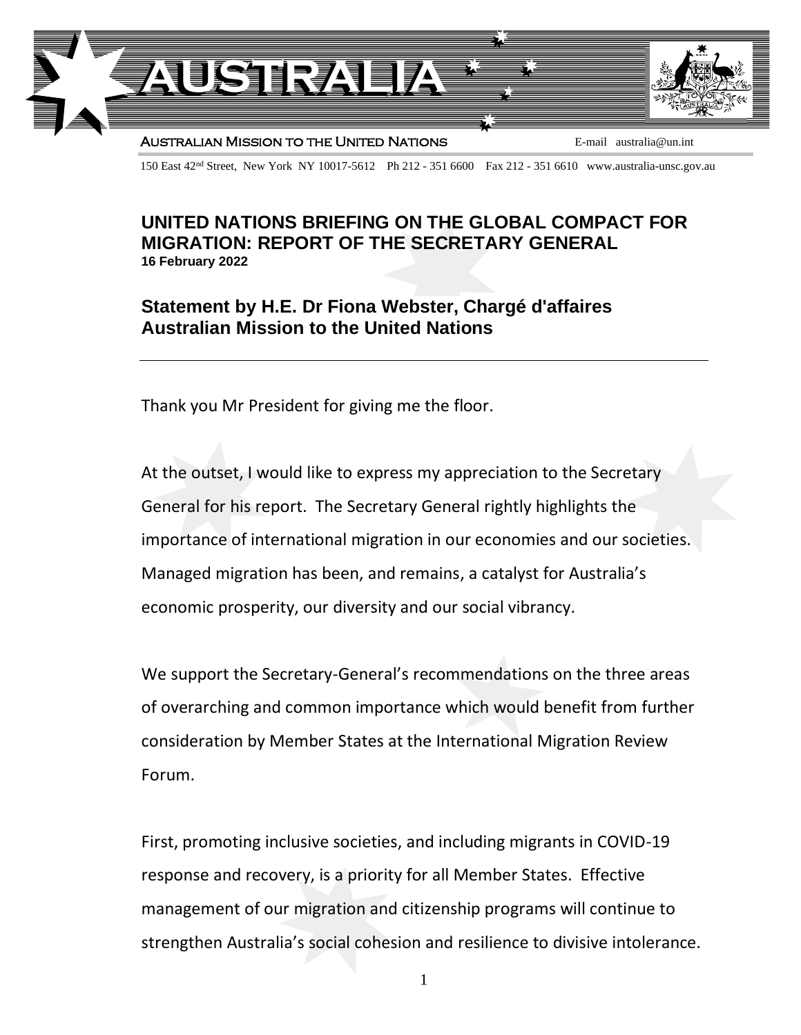# AUSTRALIA

AUSTRALIAN MISSION TO THE UNITED NATIONS

E-mail australia@un.int

150 East 42nd Street, New York NY 10017-5612 Ph 212 - 351 6600 Fax 212 - 351 6610 www.australia-unsc.gov.au

## UNITED NATIONS BRIEFING ON THE GLOBAL COMPACT FOR MIGRATION: REPORT OF THE SECRETARY GENERAL

**16 February 2022**

### Statement by H.E. Dr Fiona Webster, Chargé d'affaires Australian Mission to the United Nations

---

Thank you Mr President for giving me the floor.

At the outset, I would like to express my appreciation to the Secretary General for his report. The Secretary General rightly highlights the importance of international migration in our economies and our societies. Managed migration has been, and remains, a catalyst for Australia's economic prosperity, our diversity and our social vibrancy.

We support the Secretary-General's recommendations on the three areas of overarching and common importance which would benefit from further consideration by Member States at the International Migration Review Forum.

First, promoting inclusive societies, and including migrants in COVID-19 response and recovery, is a priority for all Member States. Effective management of our migration and citizenship programs will continue to strengthen Australia's social cohesion and resilience to divisive intolerance.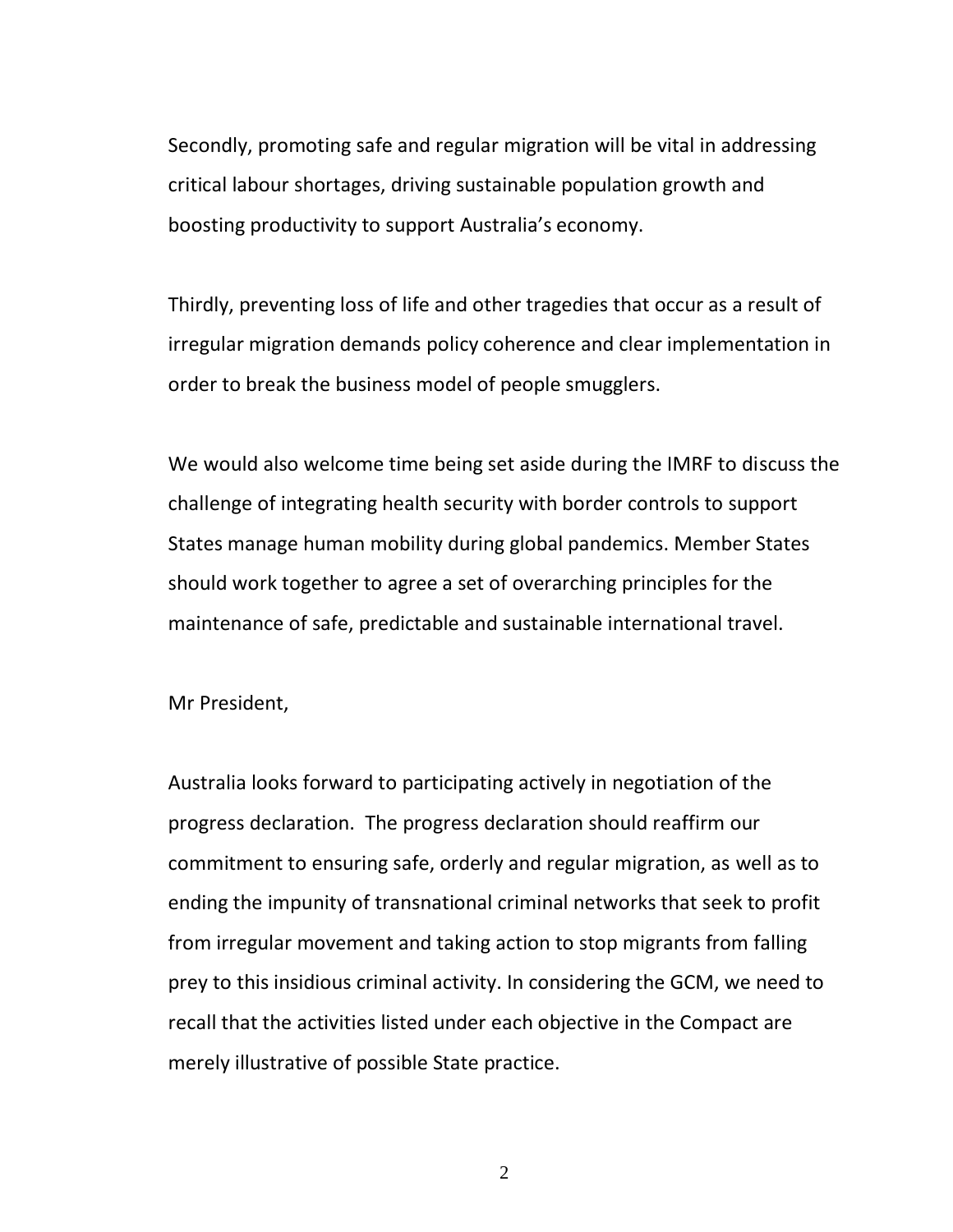Secondly, promoting safe and regular migration will be vital in addressing critical labour shortages, driving sustainable population growth and boosting productivity to support Australia's economy.

Thirdly, preventing loss of life and other tragedies that occur as a result of irregular migration demands policy coherence and clear implementation in order to break the business model of people smugglers.

We would also welcome time being set aside during the IMRF to discuss the challenge of integrating health security with border controls to support States manage human mobility during global pandemics. Member States should work together to agree a set of overarching principles for the maintenance of safe, predictable and sustainable international travel.

Mr President,

Australia looks forward to participating actively in negotiation of the progress declaration. The progress declaration should reaffirm our commitment to ensuring safe, orderly and regular migration, as well as to ending the impunity of transnational criminal networks that seek to profit from irregular movement and taking action to stop migrants from falling prey to this insidious criminal activity. In considering the GCM, we need to recall that the activities listed under each objective in the Compact are merely illustrative of possible State practice.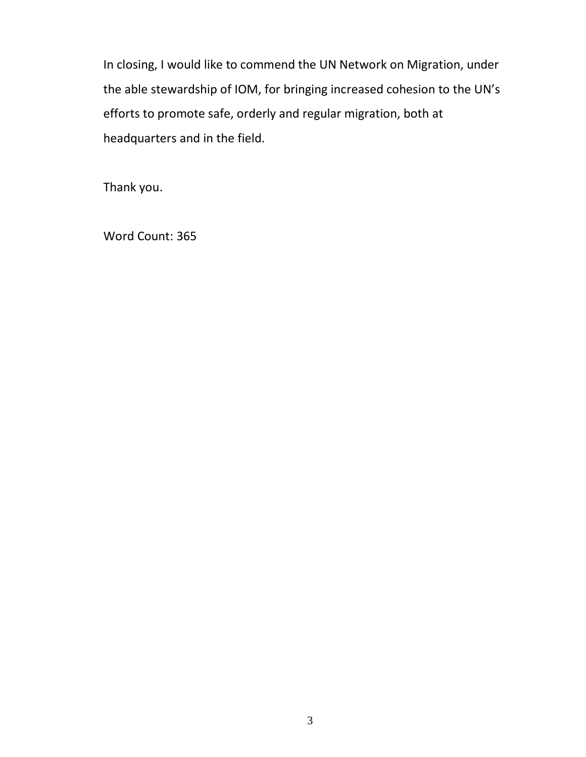In closing, I would like to commend the UN Network on Migration, under the able stewardship of IOM, for bringing increased cohesion to the UN's efforts to promote safe, orderly and regular migration, both at headquarters and in the field.

Thank you.

Word Count: 365